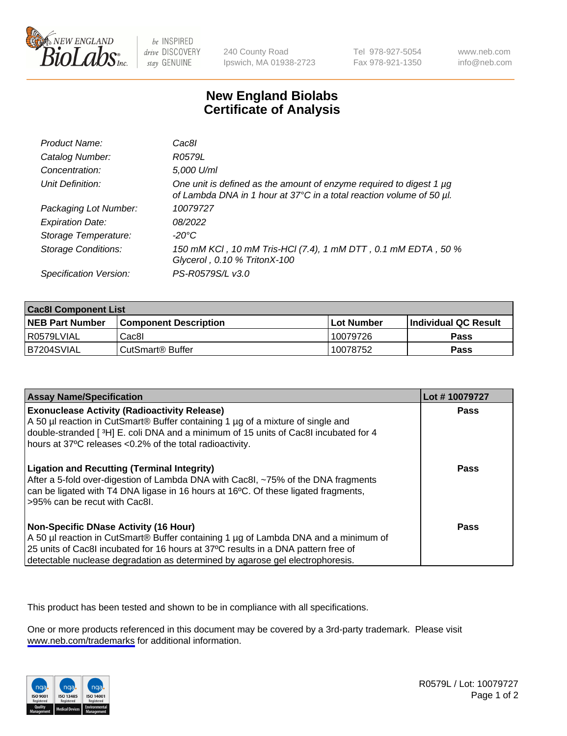# New England Biolabs
# Certificate of Analysis

| | |
|---|---|
| *Product Name:* | *Cac8I* |
| *Catalog Number:* | *R0579L* |
| *Concentration:* | *5,000 U/ml* |
| *Unit Definition:* | *One unit is defined as the amount of enzyme required to digest 1 µg of Lambda DNA in 1 hour at 37°C in a total reaction volume of 50 µl.* |
| *Packaging Lot Number:* | *10079727* |
| *Expiration Date:* | *08/2022* |
| *Storage Temperature:* | *-20°C* |
| *Storage Conditions:* | *150 mM KCl , 10 mM Tris-HCl (7.4), 1 mM DTT , 0.1 mM EDTA , 50 % Glycerol , 0.10 % TritonX-100* |
| *Specification Version:* | *PS-R0579S/L v3.0* |

| **Cac8I Component List** | | | |
|---|---|---|---|
| **NEB Part Number** | **Component Description** | **Lot Number** | **Individual QC Result** |
| R0579LVIAL | Cac8I | 10079726 | **Pass** |
| B7204SVIAL | CutSmart® Buffer | 10078752 | **Pass** |

| **Assay Name/Specification** | **Lot # 10079727** |
|---|---|
| **Exonuclease Activity (Radioactivity Release)**<br>A 50 µl reaction in CutSmart® Buffer containing 1 µg of a mixture of single and double-stranded [ $^3$H] E. coli DNA and a minimum of 15 units of Cac8I incubated for 4 hours at 37ºC releases <0.2% of the total radioactivity. | **Pass** |
| **Ligation and Recutting (Terminal Integrity)**<br>After a 5-fold over-digestion of Lambda DNA with Cac8I, ~75% of the DNA fragments can be ligated with T4 DNA ligase in 16 hours at 16ºC. Of these ligated fragments, >95% can be recut with Cac8I. | **Pass** |
| **Non-Specific DNase Activity (16 Hour)**<br>A 50 µl reaction in CutSmart® Buffer containing 1 µg of Lambda DNA and a minimum of 25 units of Cac8I incubated for 16 hours at 37ºC results in a DNA pattern free of detectable nuclease degradation as determined by agarose gel electrophoresis. | **Pass** |

This product has been tested and shown to be in compliance with all specifications.

One or more products referenced in this document may be covered by a 3rd-party trademark. Please visit www.neb.com/trademarks for additional information.

R0579L / Lot: 10079727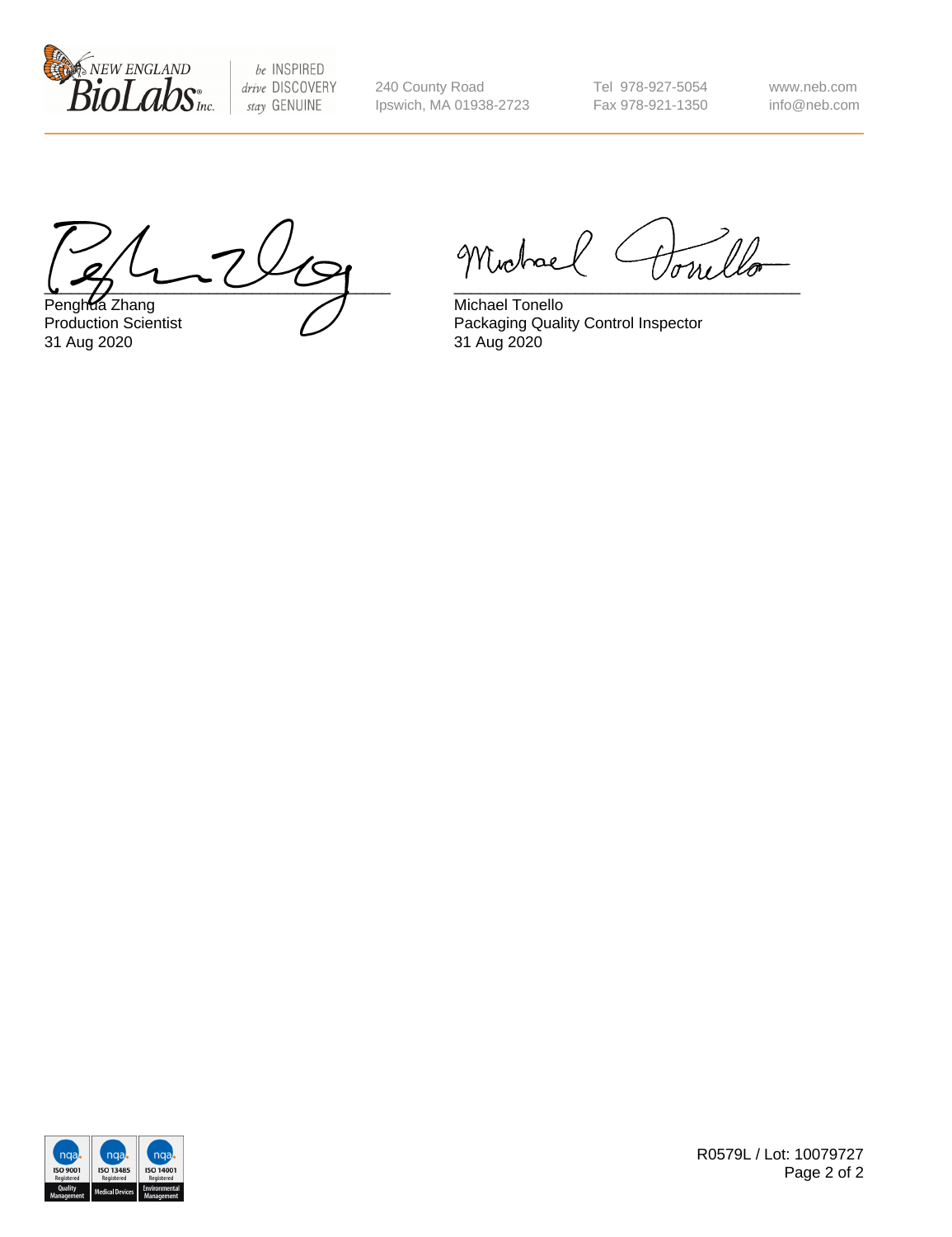NEW ENGLAND BioLabs Inc.

be INSPIRED
drive DISCOVERY
stay GENUINE

240 County Road
Ipswich, MA 01938-2723

Tel 978-927-5054
Fax 978-921-1350

www.neb.com
info@neb.com

______________________________
Penghua Zhang
Production Scientist
31 Aug 2020

______________________________
Michael Tonello
Packaging Quality Control Inspector
31 Aug 2020

nqa ISO 9001 Registered Quality Management | nqa ISO 13485 Registered Medical Devices | nqa ISO 14001 Registered Environmental Management

R0579L / Lot: 10079727